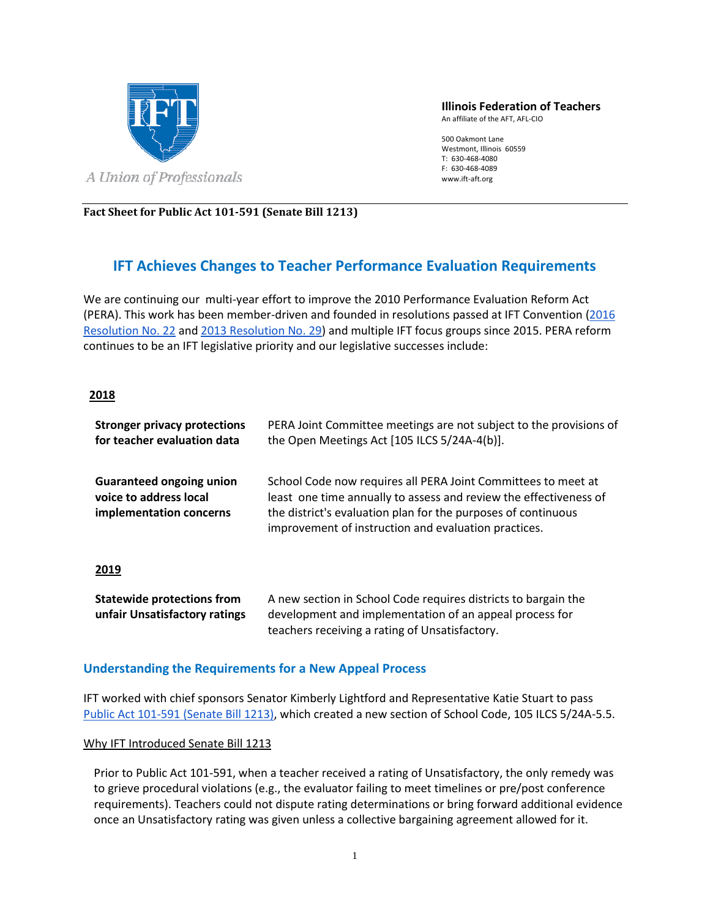**Illinois Federation of Teachers**
An affiliate of the AFT, AFL-CIO

500 Oakmont Lane
Westmont, Illinois 60559
T: 630-468-4080
F: 630-468-4089
www.ift-aft.org

*A Union of Professionals*

**Fact Sheet for Public Act 101-591 (Senate Bill 1213)**

## IFT Achieves Changes to Teacher Performance Evaluation Requirements

We are continuing our multi-year effort to improve the 2010 Performance Evaluation Reform Act (PERA). This work has been member-driven and founded in resolutions passed at IFT Convention (2016 Resolution No. 22 and 2013 Resolution No. 29) and multiple IFT focus groups since 2015. PERA reform continues to be an IFT legislative priority and our legislative successes include:

**2018**

| | |
|---|---|
| **Stronger privacy protections for teacher evaluation data** | PERA Joint Committee meetings are not subject to the provisions of the Open Meetings Act [105 ILCS 5/24A-4(b)]. |
| **Guaranteed ongoing union voice to address local implementation concerns** | School Code now requires all PERA Joint Committees to meet at least one time annually to assess and review the effectiveness of the district's evaluation plan for the purposes of continuous improvement of instruction and evaluation practices. |

**2019**

| | |
|---|---|
| **Statewide protections from unfair Unsatisfactory ratings** | A new section in School Code requires districts to bargain the development and implementation of an appeal process for teachers receiving a rating of Unsatisfactory. |

### Understanding the Requirements for a New Appeal Process

IFT worked with chief sponsors Senator Kimberly Lightford and Representative Katie Stuart to pass Public Act 101-591 (Senate Bill 1213), which created a new section of School Code, 105 ILCS 5/24A-5.5.

Why IFT Introduced Senate Bill 1213

Prior to Public Act 101-591, when a teacher received a rating of Unsatisfactory, the only remedy was to grieve procedural violations (e.g., the evaluator failing to meet timelines or pre/post conference requirements). Teachers could not dispute rating determinations or bring forward additional evidence once an Unsatisfactory rating was given unless a collective bargaining agreement allowed for it.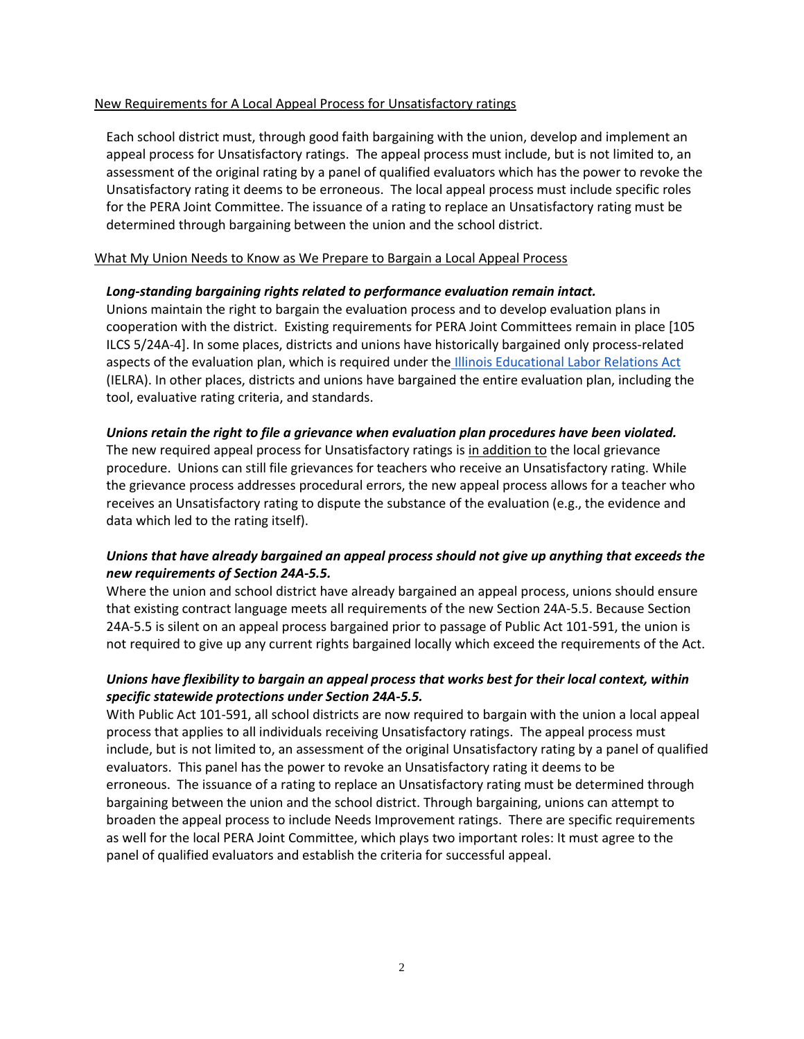## New Requirements for A Local Appeal Process for Unsatisfactory ratings

Each school district must, through good faith bargaining with the union, develop and implement an appeal process for Unsatisfactory ratings. The appeal process must include, but is not limited to, an assessment of the original rating by a panel of qualified evaluators which has the power to revoke the Unsatisfactory rating it deems to be erroneous. The local appeal process must include specific roles for the PERA Joint Committee. The issuance of a rating to replace an Unsatisfactory rating must be determined through bargaining between the union and the school district.

## What My Union Needs to Know as We Prepare to Bargain a Local Appeal Process

***Long-standing bargaining rights related to performance evaluation remain intact.***

Unions maintain the right to bargain the evaluation process and to develop evaluation plans in cooperation with the district. Existing requirements for PERA Joint Committees remain in place [105 ILCS 5/24A-4]. In some places, districts and unions have historically bargained only process-related aspects of the evaluation plan, which is required under the Illinois Educational Labor Relations Act (IELRA). In other places, districts and unions have bargained the entire evaluation plan, including the tool, evaluative rating criteria, and standards.

***Unions retain the right to file a grievance when evaluation plan procedures have been violated.***

The new required appeal process for Unsatisfactory ratings is in addition to the local grievance procedure. Unions can still file grievances for teachers who receive an Unsatisfactory rating. While the grievance process addresses procedural errors, the new appeal process allows for a teacher who receives an Unsatisfactory rating to dispute the substance of the evaluation (e.g., the evidence and data which led to the rating itself).

***Unions that have already bargained an appeal process should not give up anything that exceeds the new requirements of Section 24A-5.5.***

Where the union and school district have already bargained an appeal process, unions should ensure that existing contract language meets all requirements of the new Section 24A-5.5. Because Section 24A-5.5 is silent on an appeal process bargained prior to passage of Public Act 101-591, the union is not required to give up any current rights bargained locally which exceed the requirements of the Act.

***Unions have flexibility to bargain an appeal process that works best for their local context, within specific statewide protections under Section 24A-5.5.***

With Public Act 101-591, all school districts are now required to bargain with the union a local appeal process that applies to all individuals receiving Unsatisfactory ratings. The appeal process must include, but is not limited to, an assessment of the original Unsatisfactory rating by a panel of qualified evaluators. This panel has the power to revoke an Unsatisfactory rating it deems to be erroneous. The issuance of a rating to replace an Unsatisfactory rating must be determined through bargaining between the union and the school district. Through bargaining, unions can attempt to broaden the appeal process to include Needs Improvement ratings. There are specific requirements as well for the local PERA Joint Committee, which plays two important roles: It must agree to the panel of qualified evaluators and establish the criteria for successful appeal.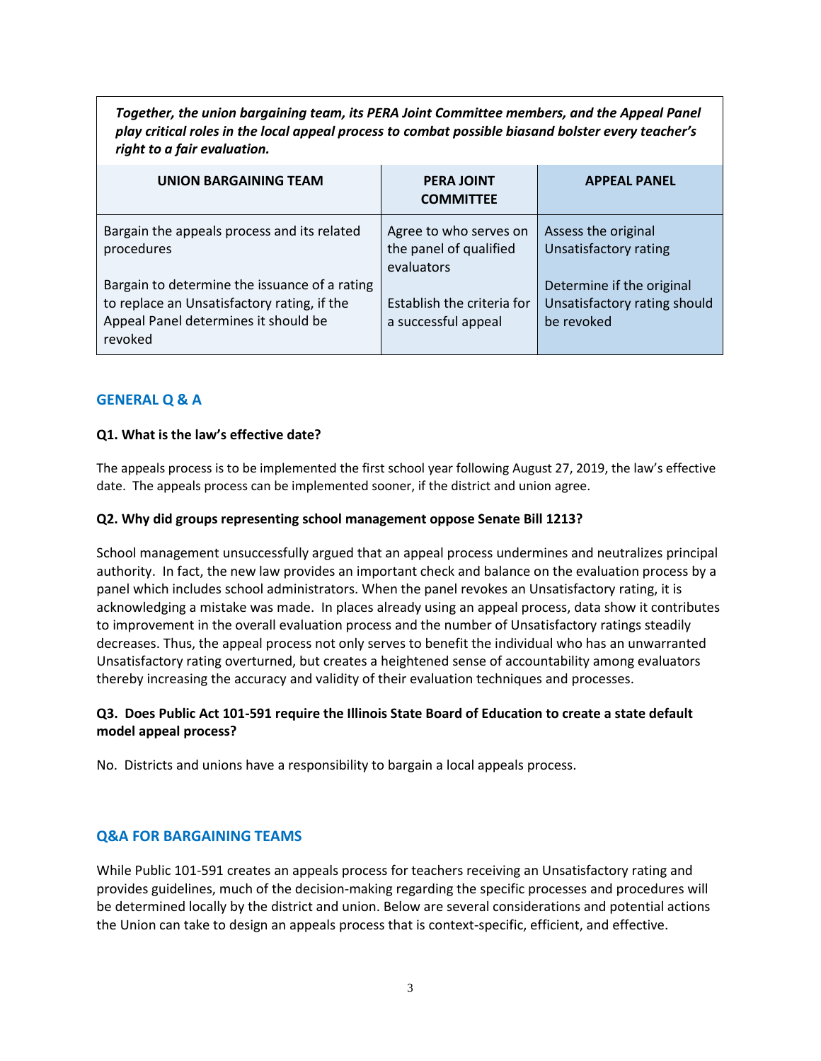***Together, the union bargaining team, its PERA Joint Committee members, and the Appeal Panel play critical roles in the local appeal process to combat possible biasand bolster every teacher's right to a fair evaluation.***

| UNION BARGAINING TEAM | PERA JOINT COMMITTEE | APPEAL PANEL |
|---|---|---|
| Bargain the appeals process and its related procedures<br><br>Bargain to determine the issuance of a rating to replace an Unsatisfactory rating, if the Appeal Panel determines it should be revoked | Agree to who serves on the panel of qualified evaluators<br><br>Establish the criteria for a successful appeal | Assess the original Unsatisfactory rating<br><br>Determine if the original Unsatisfactory rating should be revoked |

## GENERAL Q & A

**Q1. What is the law's effective date?**

The appeals process is to be implemented the first school year following August 27, 2019, the law's effective date. The appeals process can be implemented sooner, if the district and union agree.

**Q2. Why did groups representing school management oppose Senate Bill 1213?**

School management unsuccessfully argued that an appeal process undermines and neutralizes principal authority. In fact, the new law provides an important check and balance on the evaluation process by a panel which includes school administrators. When the panel revokes an Unsatisfactory rating, it is acknowledging a mistake was made. In places already using an appeal process, data show it contributes to improvement in the overall evaluation process and the number of Unsatisfactory ratings steadily decreases. Thus, the appeal process not only serves to benefit the individual who has an unwarranted Unsatisfactory rating overturned, but creates a heightened sense of accountability among evaluators thereby increasing the accuracy and validity of their evaluation techniques and processes.

**Q3. Does Public Act 101-591 require the Illinois State Board of Education to create a state default model appeal process?**

No. Districts and unions have a responsibility to bargain a local appeals process.

## Q&A FOR BARGAINING TEAMS

While Public 101-591 creates an appeals process for teachers receiving an Unsatisfactory rating and provides guidelines, much of the decision-making regarding the specific processes and procedures will be determined locally by the district and union. Below are several considerations and potential actions the Union can take to design an appeals process that is context-specific, efficient, and effective.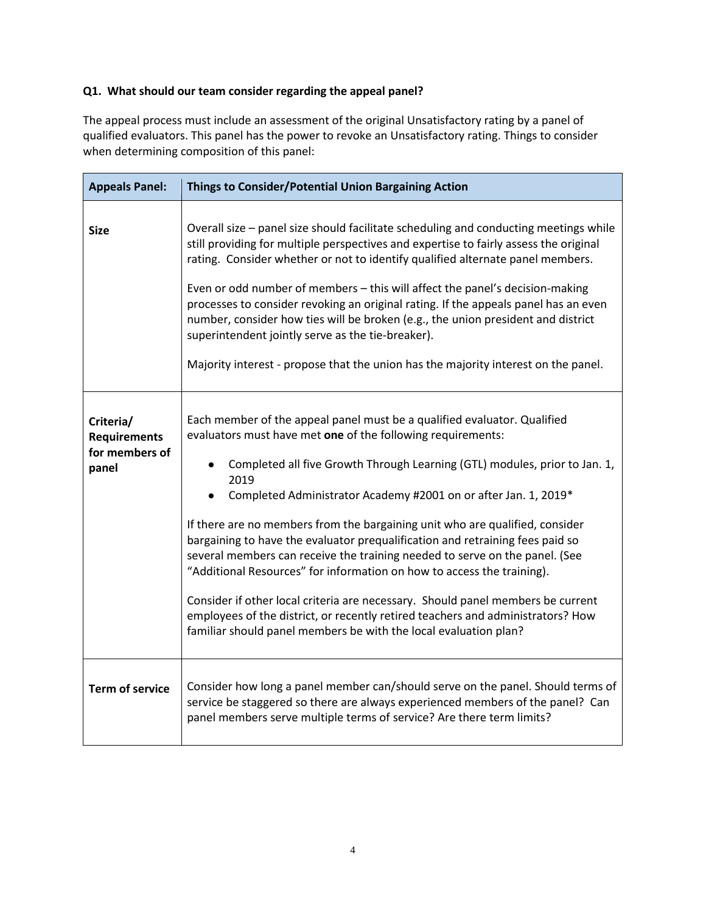**Q1. What should our team consider regarding the appeal panel?**

The appeal process must include an assessment of the original Unsatisfactory rating by a panel of qualified evaluators. This panel has the power to revoke an Unsatisfactory rating. Things to consider when determining composition of this panel:

| Appeals Panel: | Things to Consider/Potential Union Bargaining Action |
|---|---|
| **Size** | Overall size – panel size should facilitate scheduling and conducting meetings while still providing for multiple perspectives and expertise to fairly assess the original rating. Consider whether or not to identify qualified alternate panel members.<br><br>Even or odd number of members – this will affect the panel's decision-making processes to consider revoking an original rating. If the appeals panel has an even number, consider how ties will be broken (e.g., the union president and district superintendent jointly serve as the tie-breaker).<br><br>Majority interest - propose that the union has the majority interest on the panel. |
| **Criteria/ Requirements for members of panel** | Each member of the appeal panel must be a qualified evaluator. Qualified evaluators must have met **one** of the following requirements:<br><br>• Completed all five Growth Through Learning (GTL) modules, prior to Jan. 1, 2019<br>• Completed Administrator Academy #2001 on or after Jan. 1, 2019*<br><br>If there are no members from the bargaining unit who are qualified, consider bargaining to have the evaluator prequalification and retraining fees paid so several members can receive the training needed to serve on the panel. (See "Additional Resources" for information on how to access the training).<br><br>Consider if other local criteria are necessary. Should panel members be current employees of the district, or recently retired teachers and administrators? How familiar should panel members be with the local evaluation plan? |
| **Term of service** | Consider how long a panel member can/should serve on the panel. Should terms of service be staggered so there are always experienced members of the panel? Can panel members serve multiple terms of service? Are there term limits? |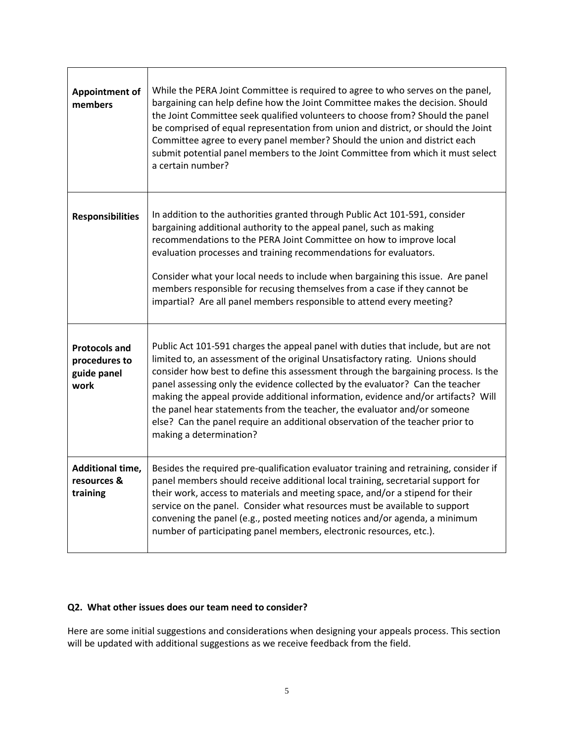| | |
|---|---|
| **Appointment of members** | While the PERA Joint Committee is required to agree to who serves on the panel, bargaining can help define how the Joint Committee makes the decision. Should the Joint Committee seek qualified volunteers to choose from? Should the panel be comprised of equal representation from union and district, or should the Joint Committee agree to every panel member? Should the union and district each submit potential panel members to the Joint Committee from which it must select a certain number? |
| **Responsibilities** | In addition to the authorities granted through Public Act 101-591, consider bargaining additional authority to the appeal panel, such as making recommendations to the PERA Joint Committee on how to improve local evaluation processes and training recommendations for evaluators.<br><br>Consider what your local needs to include when bargaining this issue. Are panel members responsible for recusing themselves from a case if they cannot be impartial? Are all panel members responsible to attend every meeting? |
| **Protocols and procedures to guide panel work** | Public Act 101-591 charges the appeal panel with duties that include, but are not limited to, an assessment of the original Unsatisfactory rating. Unions should consider how best to define this assessment through the bargaining process. Is the panel assessing only the evidence collected by the evaluator? Can the teacher making the appeal provide additional information, evidence and/or artifacts? Will the panel hear statements from the teacher, the evaluator and/or someone else? Can the panel require an additional observation of the teacher prior to making a determination? |
| **Additional time, resources & training** | Besides the required pre-qualification evaluator training and retraining, consider if panel members should receive additional local training, secretarial support for their work, access to materials and meeting space, and/or a stipend for their service on the panel. Consider what resources must be available to support convening the panel (e.g., posted meeting notices and/or agenda, a minimum number of participating panel members, electronic resources, etc.). |

**Q2. What other issues does our team need to consider?**

Here are some initial suggestions and considerations when designing your appeals process. This section will be updated with additional suggestions as we receive feedback from the field.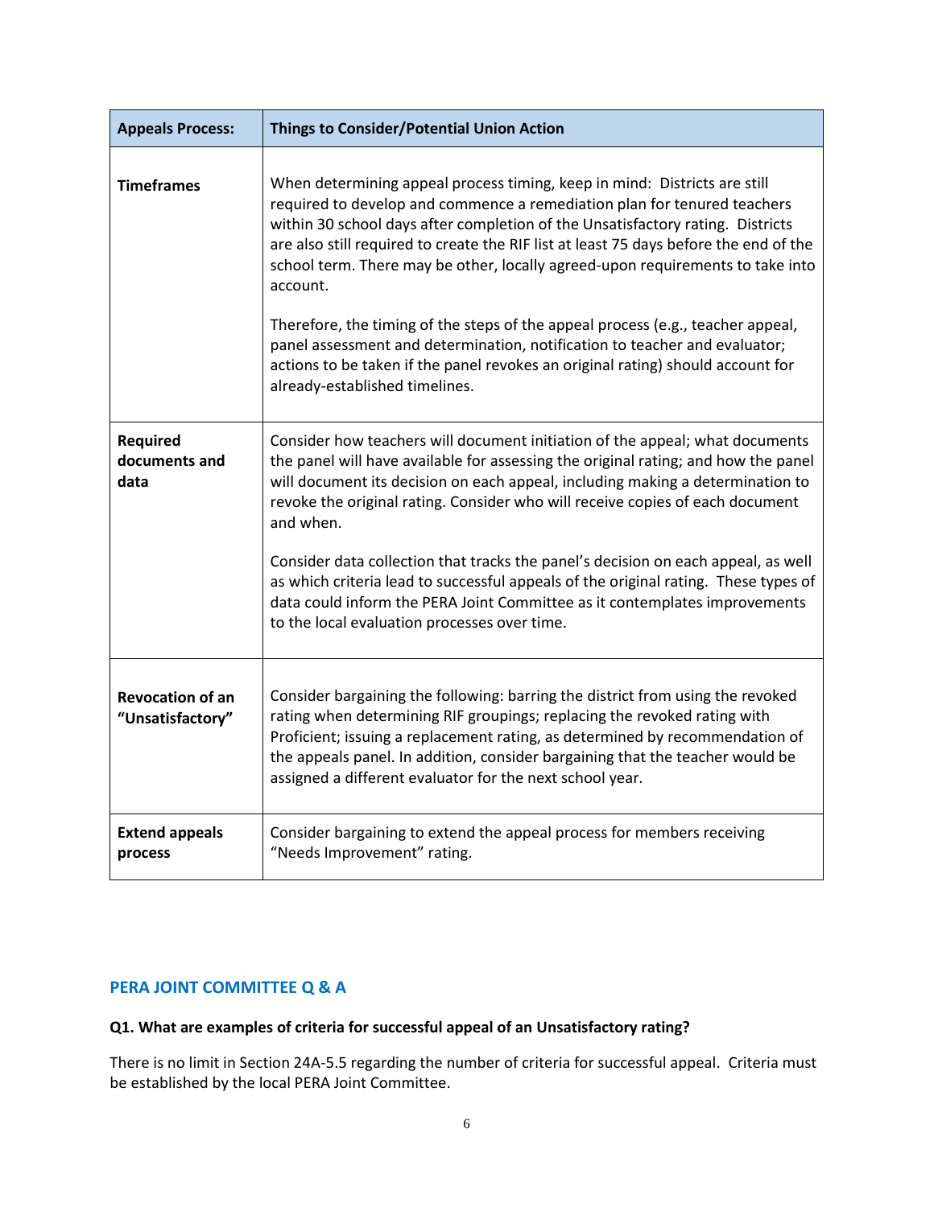| Appeals Process: | Things to Consider/Potential Union Action |
|---|---|
| **Timeframes** | When determining appeal process timing, keep in mind: Districts are still required to develop and commence a remediation plan for tenured teachers within 30 school days after completion of the Unsatisfactory rating. Districts are also still required to create the RIF list at least 75 days before the end of the school term. There may be other, locally agreed-upon requirements to take into account.<br><br>Therefore, the timing of the steps of the appeal process (e.g., teacher appeal, panel assessment and determination, notification to teacher and evaluator; actions to be taken if the panel revokes an original rating) should account for already-established timelines. |
| **Required documents and data** | Consider how teachers will document initiation of the appeal; what documents the panel will have available for assessing the original rating; and how the panel will document its decision on each appeal, including making a determination to revoke the original rating. Consider who will receive copies of each document and when.<br><br>Consider data collection that tracks the panel's decision on each appeal, as well as which criteria lead to successful appeals of the original rating. These types of data could inform the PERA Joint Committee as it contemplates improvements to the local evaluation processes over time. |
| **Revocation of an "Unsatisfactory"** | Consider bargaining the following: barring the district from using the revoked rating when determining RIF groupings; replacing the revoked rating with Proficient; issuing a replacement rating, as determined by recommendation of the appeals panel. In addition, consider bargaining that the teacher would be assigned a different evaluator for the next school year. |
| **Extend appeals process** | Consider bargaining to extend the appeal process for members receiving "Needs Improvement" rating. |

## PERA JOINT COMMITTEE Q & A

**Q1. What are examples of criteria for successful appeal of an Unsatisfactory rating?**

There is no limit in Section 24A-5.5 regarding the number of criteria for successful appeal. Criteria must be established by the local PERA Joint Committee.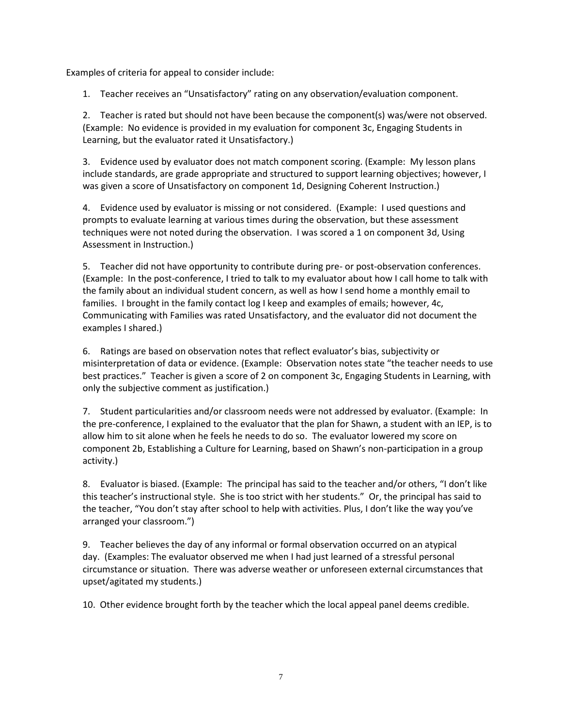Examples of criteria for appeal to consider include:

1. Teacher receives an "Unsatisfactory" rating on any observation/evaluation component.

2. Teacher is rated but should not have been because the component(s) was/were not observed. (Example: No evidence is provided in my evaluation for component 3c, Engaging Students in Learning, but the evaluator rated it Unsatisfactory.)

3. Evidence used by evaluator does not match component scoring. (Example: My lesson plans include standards, are grade appropriate and structured to support learning objectives; however, I was given a score of Unsatisfactory on component 1d, Designing Coherent Instruction.)

4. Evidence used by evaluator is missing or not considered. (Example: I used questions and prompts to evaluate learning at various times during the observation, but these assessment techniques were not noted during the observation. I was scored a 1 on component 3d, Using Assessment in Instruction.)

5. Teacher did not have opportunity to contribute during pre- or post-observation conferences. (Example: In the post-conference, I tried to talk to my evaluator about how I call home to talk with the family about an individual student concern, as well as how I send home a monthly email to families. I brought in the family contact log I keep and examples of emails; however, 4c, Communicating with Families was rated Unsatisfactory, and the evaluator did not document the examples I shared.)

6. Ratings are based on observation notes that reflect evaluator's bias, subjectivity or misinterpretation of data or evidence. (Example: Observation notes state "the teacher needs to use best practices." Teacher is given a score of 2 on component 3c, Engaging Students in Learning, with only the subjective comment as justification.)

7. Student particularities and/or classroom needs were not addressed by evaluator. (Example: In the pre-conference, I explained to the evaluator that the plan for Shawn, a student with an IEP, is to allow him to sit alone when he feels he needs to do so. The evaluator lowered my score on component 2b, Establishing a Culture for Learning, based on Shawn's non-participation in a group activity.)

8. Evaluator is biased. (Example: The principal has said to the teacher and/or others, "I don't like this teacher's instructional style. She is too strict with her students." Or, the principal has said to the teacher, "You don't stay after school to help with activities. Plus, I don't like the way you've arranged your classroom.")

9. Teacher believes the day of any informal or formal observation occurred on an atypical day. (Examples: The evaluator observed me when I had just learned of a stressful personal circumstance or situation. There was adverse weather or unforeseen external circumstances that upset/agitated my students.)

10. Other evidence brought forth by the teacher which the local appeal panel deems credible.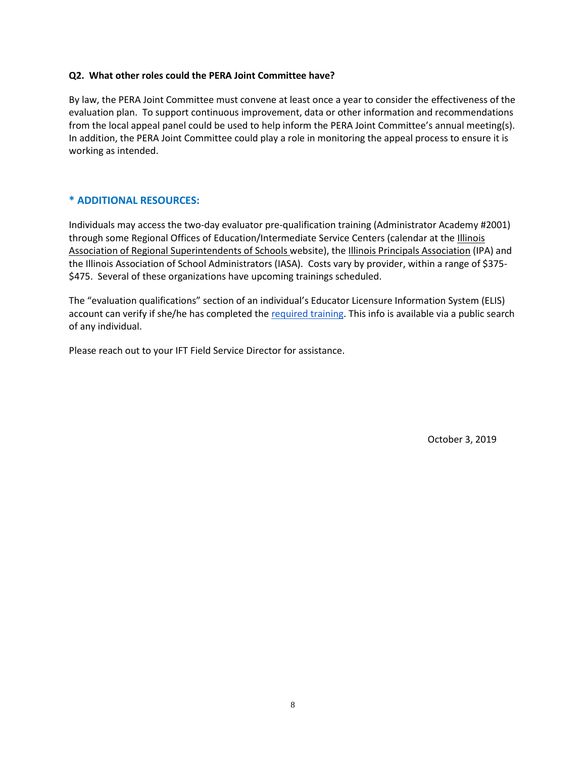**Q2. What other roles could the PERA Joint Committee have?**

By law, the PERA Joint Committee must convene at least once a year to consider the effectiveness of the evaluation plan. To support continuous improvement, data or other information and recommendations from the local appeal panel could be used to help inform the PERA Joint Committee's annual meeting(s). In addition, the PERA Joint Committee could play a role in monitoring the appeal process to ensure it is working as intended.

## * ADDITIONAL RESOURCES:

Individuals may access the two-day evaluator pre-qualification training (Administrator Academy #2001) through some Regional Offices of Education/Intermediate Service Centers (calendar at the Illinois Association of Regional Superintendents of Schools website), the Illinois Principals Association (IPA) and the Illinois Association of School Administrators (IASA). Costs vary by provider, within a range of $375-$475. Several of these organizations have upcoming trainings scheduled.

The "evaluation qualifications" section of an individual's Educator Licensure Information System (ELIS) account can verify if she/he has completed the required training. This info is available via a public search of any individual.

Please reach out to your IFT Field Service Director for assistance.

October 3, 2019